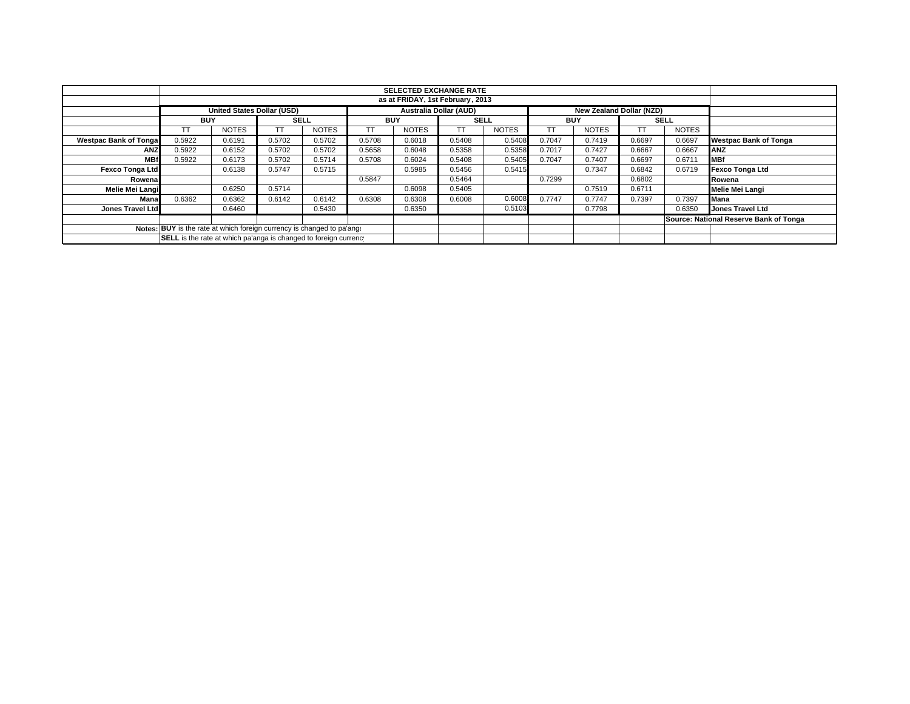| | SELECTED EXCHANGE RATE | | | | | | | | | | | | |
|---|---|---|---|---|---|---|---|---|---|---|---|---|---|
| | as at FRIDAY, 1st February, 2013 | | | | | | | | | | | | |
| | United States Dollar (USD) | | | | Australia Dollar (AUD) | | | | New Zealand Dollar (NZD) | | | | |
| | BUY | | SELL | | BUY | | SELL | | BUY | | SELL | | |
| | TT | NOTES | TT | NOTES | TT | NOTES | TT | NOTES | TT | NOTES | TT | NOTES | |
| **Westpac Bank of Tonga** | 0.5922 | 0.6191 | 0.5702 | 0.5702 | 0.5708 | 0.6018 | 0.5408 | 0.5408 | 0.7047 | 0.7419 | 0.6697 | 0.6697 | **Westpac Bank of Tonga** |
| **ANZ** | 0.5922 | 0.6152 | 0.5702 | 0.5702 | 0.5658 | 0.6048 | 0.5358 | 0.5358 | 0.7017 | 0.7427 | 0.6667 | 0.6667 | **ANZ** |
| **MBf** | 0.5922 | 0.6173 | 0.5702 | 0.5714 | 0.5708 | 0.6024 | 0.5408 | 0.5405 | 0.7047 | 0.7407 | 0.6697 | 0.6711 | **MBf** |
| **Fexco Tonga Ltd** | | 0.6138 | 0.5747 | 0.5715 | | 0.5985 | 0.5456 | 0.5415 | | 0.7347 | 0.6842 | 0.6719 | **Fexco Tonga Ltd** |
| **Rowena** | | | | | 0.5847 | | 0.5464 | | 0.7299 | | 0.6802 | | **Rowena** |
| **Melie Mei Langi** | | 0.6250 | 0.5714 | | | 0.6098 | 0.5405 | | | 0.7519 | 0.6711 | | **Melie Mei Langi** |
| **Mana** | 0.6362 | 0.6362 | 0.6142 | 0.6142 | 0.6308 | 0.6308 | 0.6008 | 0.6008 | 0.7747 | 0.7747 | 0.7397 | 0.7397 | **Mana** |
| **Jones Travel Ltd** | | 0.6460 | | 0.5430 | | 0.6350 | | 0.5103 | | 0.7798 | | 0.6350 | **Jones Travel Ltd** |
| | | | | | | | | | | | | | **Source: National Reserve Bank of Tonga** |
| **Notes:** | **BUY** is the rate at which foreign currency is changed to pa'anga | | | | | | | | | | | | |
| | **SELL** is the rate at which pa'anga is changed to foreign currency | | | | | | | | | | | | |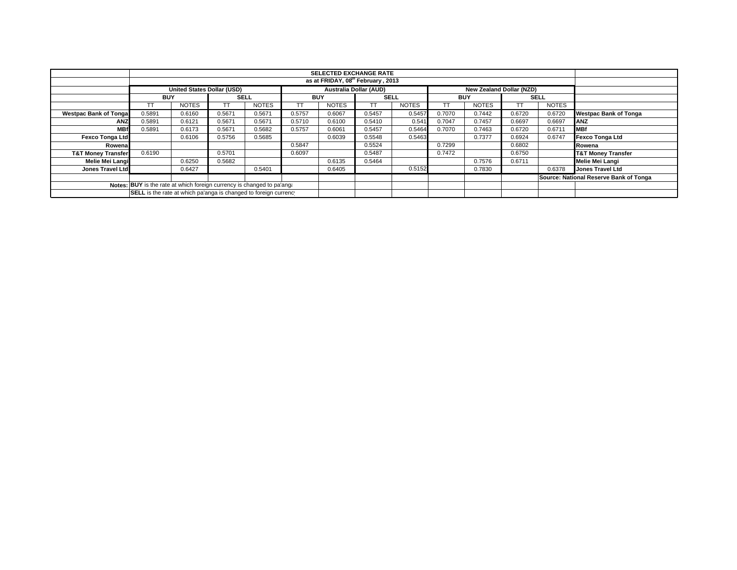| | SELECTED EXCHANGE RATE | | | | | | | | | | | | |
|---|---|---|---|---|---|---|---|---|---|---|---|---|---|
| | as at FRIDAY, 08th February , 2013 | | | | | | | | | | | | |
| | United States Dollar (USD) | | | | Australia Dollar (AUD) | | | | New Zealand Dollar (NZD) | | | | |
| | BUY | | SELL | | BUY | | SELL | | BUY | | SELL | | |
| | TT | NOTES | TT | NOTES | TT | NOTES | TT | NOTES | TT | NOTES | TT | NOTES | |
| Westpac Bank of Tonga | 0.5891 | 0.6160 | 0.5671 | 0.5671 | 0.5757 | 0.6067 | 0.5457 | 0.5457 | 0.7070 | 0.7442 | 0.6720 | 0.6720 | Westpac Bank of Tonga |
| ANZ | 0.5891 | 0.6121 | 0.5671 | 0.5671 | 0.5710 | 0.6100 | 0.5410 | 0.541 | 0.7047 | 0.7457 | 0.6697 | 0.6697 | ANZ |
| MBf | 0.5891 | 0.6173 | 0.5671 | 0.5682 | 0.5757 | 0.6061 | 0.5457 | 0.5464 | 0.7070 | 0.7463 | 0.6720 | 0.6711 | MBf |
| Fexco Tonga Ltd | | 0.6106 | 0.5756 | 0.5685 | | 0.6039 | 0.5548 | 0.5463 | | 0.7377 | 0.6924 | 0.6747 | Fexco Tonga Ltd |
| Rowena | | | | | 0.5847 | | 0.5524 | | 0.7299 | | 0.6802 | | Rowena |
| T&T Money Transfer | 0.6190 | | 0.5701 | | 0.6097 | | 0.5487 | | 0.7472 | | 0.6750 | | T&T Money Transfer |
| Melie Mei Langi | | 0.6250 | 0.5682 | | | 0.6135 | 0.5464 | | | 0.7576 | 0.6711 | | Melie Mei Langi |
| Jones Travel Ltd | | 0.6427 | | 0.5401 | | 0.6405 | | 0.5152 | | 0.7830 | | 0.6378 | Jones Travel Ltd |
| | | | | | | | | | | | | | Source: National Reserve Bank of Tonga |
| Notes: | **BUY** is the rate at which foreign currency is changed to pa'anga | | | | | | | | | | | | |
| | **SELL** is the rate at which pa'anga is changed to foreign currency | | | | | | | | | | | | |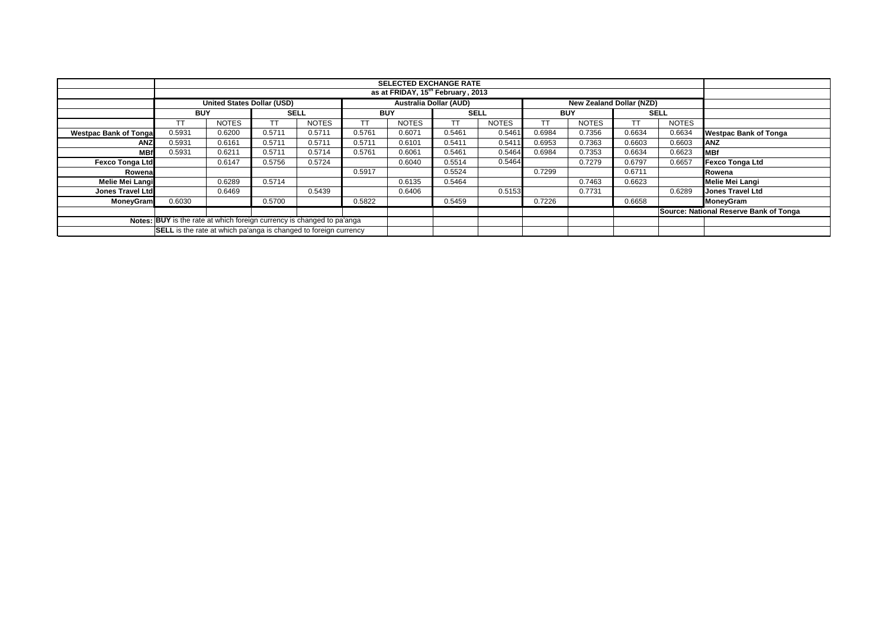| | SELECTED EXCHANGE RATE | | | | | | | | | | | | |
|---|---|---|---|---|---|---|---|---|---|---|---|---|---|
| | as at FRIDAY, 15th February, 2013 | | | | | | | | | | | | |
| | United States Dollar (USD) | | | | Australia Dollar (AUD) | | | | New Zealand Dollar (NZD) | | | | |
| | BUY | | SELL | | BUY | | SELL | | BUY | | SELL | | |
| | TT | NOTES | TT | NOTES | TT | NOTES | TT | NOTES | TT | NOTES | TT | NOTES | |
| **Westpac Bank of Tonga** | 0.5931 | 0.6200 | 0.5711 | 0.5711 | 0.5761 | 0.6071 | 0.5461 | 0.5461 | 0.6984 | 0.7356 | 0.6634 | 0.6634 | **Westpac Bank of Tonga** |
| **ANZ** | 0.5931 | 0.6161 | 0.5711 | 0.5711 | 0.5711 | 0.6101 | 0.5411 | 0.5411 | 0.6953 | 0.7363 | 0.6603 | 0.6603 | **ANZ** |
| **MBf** | 0.5931 | 0.6211 | 0.5711 | 0.5714 | 0.5761 | 0.6061 | 0.5461 | 0.5464 | 0.6984 | 0.7353 | 0.6634 | 0.6623 | **MBf** |
| **Fexco Tonga Ltd** | | 0.6147 | 0.5756 | 0.5724 | | 0.6040 | 0.5514 | 0.5464 | | 0.7279 | 0.6797 | 0.6657 | **Fexco Tonga Ltd** |
| **Rowena** | | | | | 0.5917 | | 0.5524 | | 0.7299 | | 0.6711 | | **Rowena** |
| **Melie Mei Langi** | | 0.6289 | 0.5714 | | | 0.6135 | 0.5464 | | | 0.7463 | 0.6623 | | **Melie Mei Langi** |
| **Jones Travel Ltd** | | 0.6469 | | 0.5439 | | 0.6406 | | 0.5153 | | 0.7731 | | 0.6289 | **Jones Travel Ltd** |
| **MoneyGram** | 0.6030 | | 0.5700 | | 0.5822 | | 0.5459 | | 0.7226 | | 0.6658 | | **MoneyGram** |
| | | | | | | | | | | | | | **Source: National Reserve Bank of Tonga** |
| **Notes:** | **BUY** is the rate at which foreign currency is changed to pa'anga | | | | | | | | | | | | |
| | **SELL** is the rate at which pa'anga is changed to foreign currency | | | | | | | | | | | | |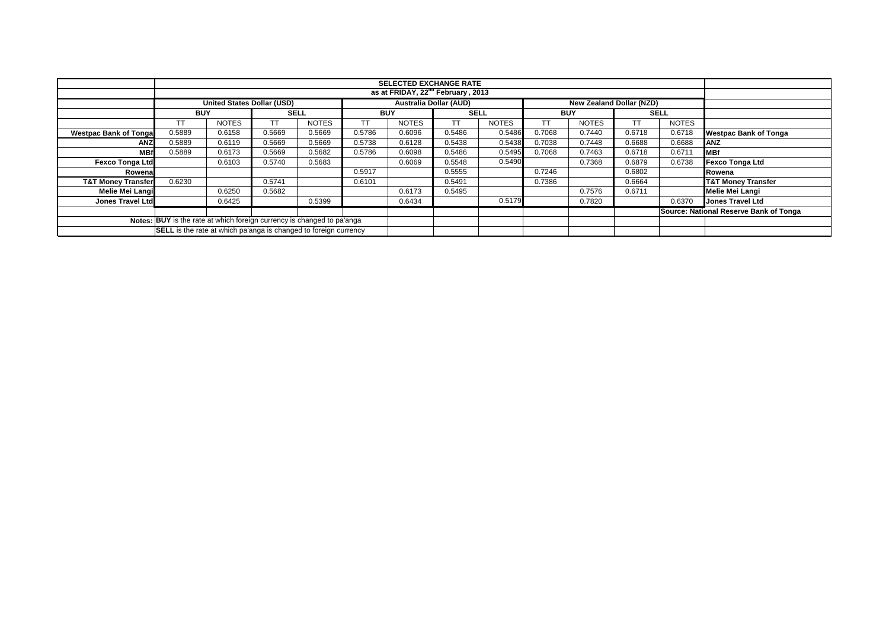| | | | | | | | | | | | | | |
|---|---|---|---|---|---|---|---|---|---|---|---|---|---|
| | **SELECTED EXCHANGE RATE** | | | | | | | | | | | | |
| | **as at FRIDAY, 22nd February , 2013** | | | | | | | | | | | | |
| | **United States Dollar (USD)** | | | | **Australia Dollar (AUD)** | | | | **New Zealand Dollar (NZD)** | | | | |
| | **BUY** | | **SELL** | | **BUY** | | **SELL** | | **BUY** | | **SELL** | | |
| | TT | NOTES | TT | NOTES | TT | NOTES | TT | NOTES | TT | NOTES | TT | NOTES | |
| **Westpac Bank of Tonga** | 0.5889 | 0.6158 | 0.5669 | 0.5669 | 0.5786 | 0.6096 | 0.5486 | 0.5486 | 0.7068 | 0.7440 | 0.6718 | 0.6718 | **Westpac Bank of Tonga** |
| **ANZ** | 0.5889 | 0.6119 | 0.5669 | 0.5669 | 0.5738 | 0.6128 | 0.5438 | 0.5438 | 0.7038 | 0.7448 | 0.6688 | 0.6688 | **ANZ** |
| **MBf** | 0.5889 | 0.6173 | 0.5669 | 0.5682 | 0.5786 | 0.6098 | 0.5486 | 0.5495 | 0.7068 | 0.7463 | 0.6718 | 0.6711 | **MBf** |
| **Fexco Tonga Ltd** | | 0.6103 | 0.5740 | 0.5683 | | 0.6069 | 0.5548 | 0.5490 | | 0.7368 | 0.6879 | 0.6738 | **Fexco Tonga Ltd** |
| **Rowena** | | | | | 0.5917 | | 0.5555 | | 0.7246 | | 0.6802 | | **Rowena** |
| **T&T Money Transfer** | 0.6230 | | 0.5741 | | 0.6101 | | 0.5491 | | 0.7386 | | 0.6664 | | **T&T Money Transfer** |
| **Melie Mei Langi** | | 0.6250 | 0.5682 | | | 0.6173 | 0.5495 | | | 0.7576 | 0.6711 | | **Melie Mei Langi** |
| **Jones Travel Ltd** | | 0.6425 | | 0.5399 | | 0.6434 | | 0.5179 | | 0.7820 | | 0.6370 | **Jones Travel Ltd** |
| | | | | | | | | | | | | | **Source: National Reserve Bank of Tonga** |
| **Notes:** | **BUY** is the rate at which foreign currency is changed to pa'anga | | | | | | | | | | | | |
| | **SELL** is the rate at which pa'anga is changed to foreign currency | | | | | | | | | | | | |